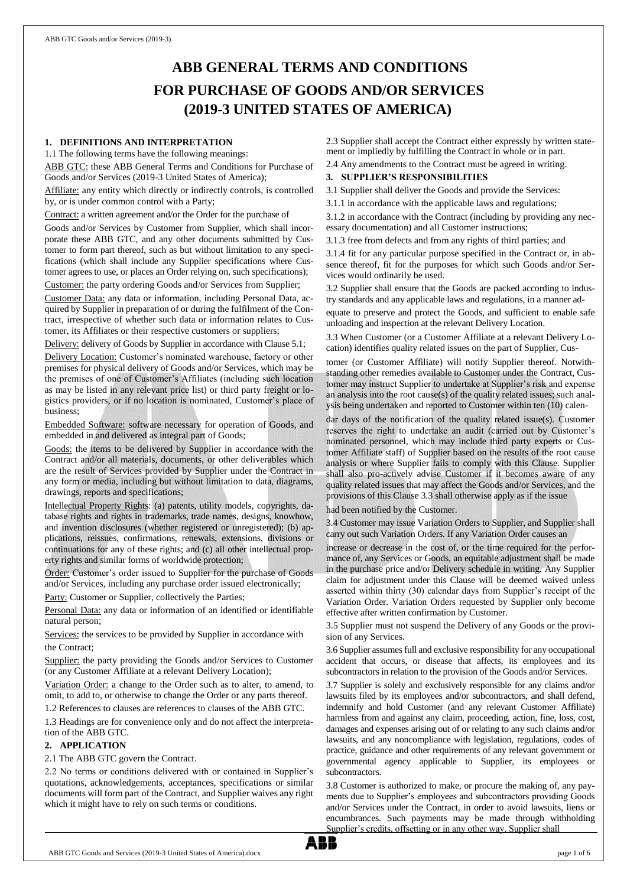# ABB GENERAL TERMS AND CONDITIONS FOR PURCHASE OF GOODS AND/OR SERVICES (2019-3 UNITED STATES OF AMERICA)

## 1. DEFINITIONS AND INTERPRETATION

1.1 The following terms have the following meanings:

ABB GTC: these ABB General Terms and Conditions for Purchase of Goods and/or Services (2019-3 United States of America);

Affiliate: any entity which directly or indirectly controls, is controlled by, or is under common control with a Party;

Contract: a written agreement and/or the Order for the purchase of Goods and/or Services by Customer from Supplier, which shall incorporate these ABB GTC, and any other documents submitted by Customer to form part thereof, such as but without limitation to any specifications (which shall include any Supplier specifications where Customer agrees to use, or places an Order relying on, such specifications);

Customer: the party ordering Goods and/or Services from Supplier;

Customer Data: any data or information, including Personal Data, acquired by Supplier in preparation of or during the fulfilment of the Contract, irrespective of whether such data or information relates to Customer, its Affiliates or their respective customers or suppliers;

Delivery: delivery of Goods by Supplier in accordance with Clause 5.1;

Delivery Location: Customer's nominated warehouse, factory or other premises for physical delivery of Goods and/or Services, which may be the premises of one of Customer's Affiliates (including such location as may be listed in any relevant price list) or third party freight or logistics providers, or if no location is nominated, Customer's place of business;

Embedded Software: software necessary for operation of Goods, and embedded in and delivered as integral part of Goods;

Goods: the items to be delivered by Supplier in accordance with the Contract and/or all materials, documents, or other deliverables which are the result of Services provided by Supplier under the Contract in any form or media, including but without limitation to data, diagrams, drawings, reports and specifications;

Intellectual Property Rights: (a) patents, utility models, copyrights, database rights and rights in trademarks, trade names, designs, knowhow, and invention disclosures (whether registered or unregistered); (b) applications, reissues, confirmations, renewals, extensions, divisions or continuations for any of these rights; and (c) all other intellectual property rights and similar forms of worldwide protection;

Order: Customer's order issued to Supplier for the purchase of Goods and/or Services, including any purchase order issued electronically;

Party: Customer or Supplier, collectively the Parties;

Personal Data: any data or information of an identified or identifiable natural person;

Services: the services to be provided by Supplier in accordance with the Contract;

Supplier: the party providing the Goods and/or Services to Customer (or any Customer Affiliate at a relevant Delivery Location);

Variation Order: a change to the Order such as to alter, to amend, to omit, to add to, or otherwise to change the Order or any parts thereof.

1.2 References to clauses are references to clauses of the ABB GTC.

1.3 Headings are for convenience only and do not affect the interpretation of the ABB GTC.

## 2. APPLICATION

2.1 The ABB GTC govern the Contract.

2.2 No terms or conditions delivered with or contained in Supplier's quotations, acknowledgements, acceptances, specifications or similar documents will form part of the Contract, and Supplier waives any right which it might have to rely on such terms or conditions.

2.3 Supplier shall accept the Contract either expressly by written statement or impliedly by fulfilling the Contract in whole or in part.

2.4 Any amendments to the Contract must be agreed in writing.

## 3. SUPPLIER'S RESPONSIBILITIES

3.1 Supplier shall deliver the Goods and provide the Services:

3.1.1 in accordance with the applicable laws and regulations;

3.1.2 in accordance with the Contract (including by providing any necessary documentation) and all Customer instructions;

3.1.3 free from defects and from any rights of third parties; and

3.1.4 fit for any particular purpose specified in the Contract or, in absence thereof, fit for the purposes for which such Goods and/or Services would ordinarily be used.

3.2 Supplier shall ensure that the Goods are packed according to industry standards and any applicable laws and regulations, in a manner adequate to preserve and protect the Goods, and sufficient to enable safe unloading and inspection at the relevant Delivery Location.

3.3 When Customer (or a Customer Affiliate at a relevant Delivery Location) identifies quality related issues on the part of Supplier, Customer (or Customer Affiliate) will notify Supplier thereof. Notwithstanding other remedies available to Customer under the Contract, Customer may instruct Supplier to undertake at Supplier's risk and expense an analysis into the root cause(s) of the quality related issues; such analysis being undertaken and reported to Customer within ten (10) calendar days of the notification of the quality related issue(s). Customer reserves the right to undertake an audit (carried out by Customer's nominated personnel, which may include third party experts or Customer Affiliate staff) of Supplier based on the results of the root cause analysis or where Supplier fails to comply with this Clause. Supplier shall also pro-actively advise Customer if it becomes aware of any quality related issues that may affect the Goods and/or Services, and the provisions of this Clause 3.3 shall otherwise apply as if the issue had been notified by the Customer.

3.4 Customer may issue Variation Orders to Supplier, and Supplier shall carry out such Variation Orders. If any Variation Order causes an increase or decrease in the cost of, or the time required for the performance of, any Services or Goods, an equitable adjustment shall be made in the purchase price and/or Delivery schedule in writing. Any Supplier claim for adjustment under this Clause will be deemed waived unless asserted within thirty (30) calendar days from Supplier's receipt of the Variation Order. Variation Orders requested by Supplier only become effective after written confirmation by Customer.

3.5 Supplier must not suspend the Delivery of any Goods or the provision of any Services.

3.6 Supplier assumes full and exclusive responsibility for any occupational accident that occurs, or disease that affects, its employees and its subcontractors in relation to the provision of the Goods and/or Services.

3.7 Supplier is solely and exclusively responsible for any claims and/or lawsuits filed by its employees and/or subcontractors, and shall defend, indemnify and hold Customer (and any relevant Customer Affiliate) harmless from and against any claim, proceeding, action, fine, loss, cost, damages and expenses arising out of or relating to any such claims and/or lawsuits, and any noncompliance with legislation, regulations, codes of practice, guidance and other requirements of any relevant government or governmental agency applicable to Supplier, its employees or subcontractors.

3.8 Customer is authorized to make, or procure the making of, any payments due to Supplier's employees and subcontractors providing Goods and/or Services under the Contract, in order to avoid lawsuits, liens or encumbrances. Such payments may be made through withholding Supplier's credits, offsetting or in any other way. Supplier shall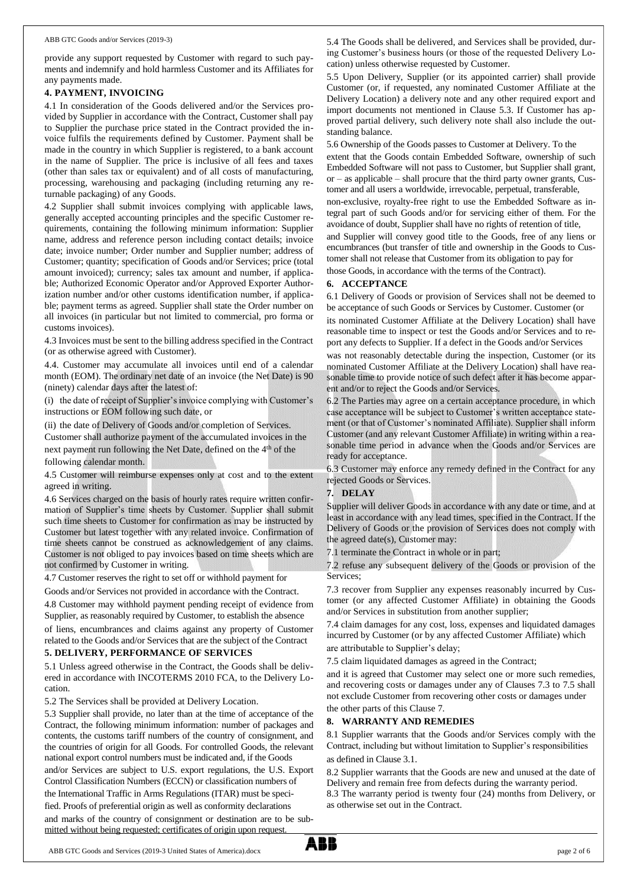provide any support requested by Customer with regard to such payments and indemnify and hold harmless Customer and its Affiliates for any payments made.

## 4. PAYMENT, INVOICING

4.1 In consideration of the Goods delivered and/or the Services provided by Supplier in accordance with the Contract, Customer shall pay to Supplier the purchase price stated in the Contract provided the invoice fulfils the requirements defined by Customer. Payment shall be made in the country in which Supplier is registered, to a bank account in the name of Supplier. The price is inclusive of all fees and taxes (other than sales tax or equivalent) and of all costs of manufacturing, processing, warehousing and packaging (including returning any returnable packaging) of any Goods.

4.2 Supplier shall submit invoices complying with applicable laws, generally accepted accounting principles and the specific Customer requirements, containing the following minimum information: Supplier name, address and reference person including contact details; invoice date; invoice number; Order number and Supplier number; address of Customer; quantity; specification of Goods and/or Services; price (total amount invoiced); currency; sales tax amount and number, if applicable; Authorized Economic Operator and/or Approved Exporter Authorization number and/or other customs identification number, if applicable; payment terms as agreed. Supplier shall state the Order number on all invoices (in particular but not limited to commercial, pro forma or customs invoices).

4.3 Invoices must be sent to the billing address specified in the Contract (or as otherwise agreed with Customer).

4.4. Customer may accumulate all invoices until end of a calendar month (EOM). The ordinary net date of an invoice (the Net Date) is 90 (ninety) calendar days after the latest of:

(i) the date of receipt of Supplier's invoice complying with Customer's instructions or EOM following such date, or

(ii) the date of Delivery of Goods and/or completion of Services.

Customer shall authorize payment of the accumulated invoices in the next payment run following the Net Date, defined on the 4th of the following calendar month.

4.5 Customer will reimburse expenses only at cost and to the extent agreed in writing.

4.6 Services charged on the basis of hourly rates require written confirmation of Supplier's time sheets by Customer. Supplier shall submit such time sheets to Customer for confirmation as may be instructed by Customer but latest together with any related invoice. Confirmation of time sheets cannot be construed as acknowledgement of any claims. Customer is not obliged to pay invoices based on time sheets which are not confirmed by Customer in writing.

4.7 Customer reserves the right to set off or withhold payment for Goods and/or Services not provided in accordance with the Contract.

4.8 Customer may withhold payment pending receipt of evidence from Supplier, as reasonably required by Customer, to establish the absence of liens, encumbrances and claims against any property of Customer related to the Goods and/or Services that are the subject of the Contract

## 5. DELIVERY, PERFORMANCE OF SERVICES

5.1 Unless agreed otherwise in the Contract, the Goods shall be delivered in accordance with INCOTERMS 2010 FCA, to the Delivery Location.

5.2 The Services shall be provided at Delivery Location.

5.3 Supplier shall provide, no later than at the time of acceptance of the Contract, the following minimum information: number of packages and contents, the customs tariff numbers of the country of consignment, and the countries of origin for all Goods. For controlled Goods, the relevant national export control numbers must be indicated and, if the Goods and/or Services are subject to U.S. export regulations, the U.S. Export Control Classification Numbers (ECCN) or classification numbers of the International Traffic in Arms Regulations (ITAR) must be specified. Proofs of preferential origin as well as conformity declarations and marks of the country of consignment or destination are to be submitted without being requested; certificates of origin upon request.

5.4 The Goods shall be delivered, and Services shall be provided, during Customer's business hours (or those of the requested Delivery Location) unless otherwise requested by Customer.

5.5 Upon Delivery, Supplier (or its appointed carrier) shall provide Customer (or, if requested, any nominated Customer Affiliate at the Delivery Location) a delivery note and any other required export and import documents not mentioned in Clause 5.3. If Customer has approved partial delivery, such delivery note shall also include the outstanding balance.

5.6 Ownership of the Goods passes to Customer at Delivery. To the extent that the Goods contain Embedded Software, ownership of such Embedded Software will not pass to Customer, but Supplier shall grant, or – as applicable – shall procure that the third party owner grants, Customer and all users a worldwide, irrevocable, perpetual, transferable, non-exclusive, royalty-free right to use the Embedded Software as integral part of such Goods and/or for servicing either of them. For the avoidance of doubt, Supplier shall have no rights of retention of title, and Supplier will convey good title to the Goods, free of any liens or encumbrances (but transfer of title and ownership in the Goods to Customer shall not release that Customer from its obligation to pay for those Goods, in accordance with the terms of the Contract).

## 6. ACCEPTANCE

6.1 Delivery of Goods or provision of Services shall not be deemed to be acceptance of such Goods or Services by Customer. Customer (or its nominated Customer Affiliate at the Delivery Location) shall have reasonable time to inspect or test the Goods and/or Services and to report any defects to Supplier. If a defect in the Goods and/or Services was not reasonably detectable during the inspection, Customer (or its nominated Customer Affiliate at the Delivery Location) shall have reasonable time to provide notice of such defect after it has become apparent and/or to reject the Goods and/or Services.

6.2 The Parties may agree on a certain acceptance procedure, in which case acceptance will be subject to Customer's written acceptance statement (or that of Customer's nominated Affiliate). Supplier shall inform Customer (and any relevant Customer Affiliate) in writing within a reasonable time period in advance when the Goods and/or Services are ready for acceptance.

6.3 Customer may enforce any remedy defined in the Contract for any rejected Goods or Services.

## 7. DELAY

Supplier will deliver Goods in accordance with any date or time, and at least in accordance with any lead times, specified in the Contract. If the Delivery of Goods or the provision of Services does not comply with the agreed date(s), Customer may:

7.1 terminate the Contract in whole or in part;

7.2 refuse any subsequent delivery of the Goods or provision of the Services;

7.3 recover from Supplier any expenses reasonably incurred by Customer (or any affected Customer Affiliate) in obtaining the Goods and/or Services in substitution from another supplier;

7.4 claim damages for any cost, loss, expenses and liquidated damages incurred by Customer (or by any affected Customer Affiliate) which are attributable to Supplier's delay;

7.5 claim liquidated damages as agreed in the Contract;

and it is agreed that Customer may select one or more such remedies, and recovering costs or damages under any of Clauses 7.3 to 7.5 shall not exclude Customer from recovering other costs or damages under the other parts of this Clause 7.

## 8. WARRANTY AND REMEDIES

8.1 Supplier warrants that the Goods and/or Services comply with the Contract, including but without limitation to Supplier's responsibilities as defined in Clause 3.1.

8.2 Supplier warrants that the Goods are new and unused at the date of Delivery and remain free from defects during the warranty period.

8.3 The warranty period is twenty four (24) months from Delivery, or as otherwise set out in the Contract.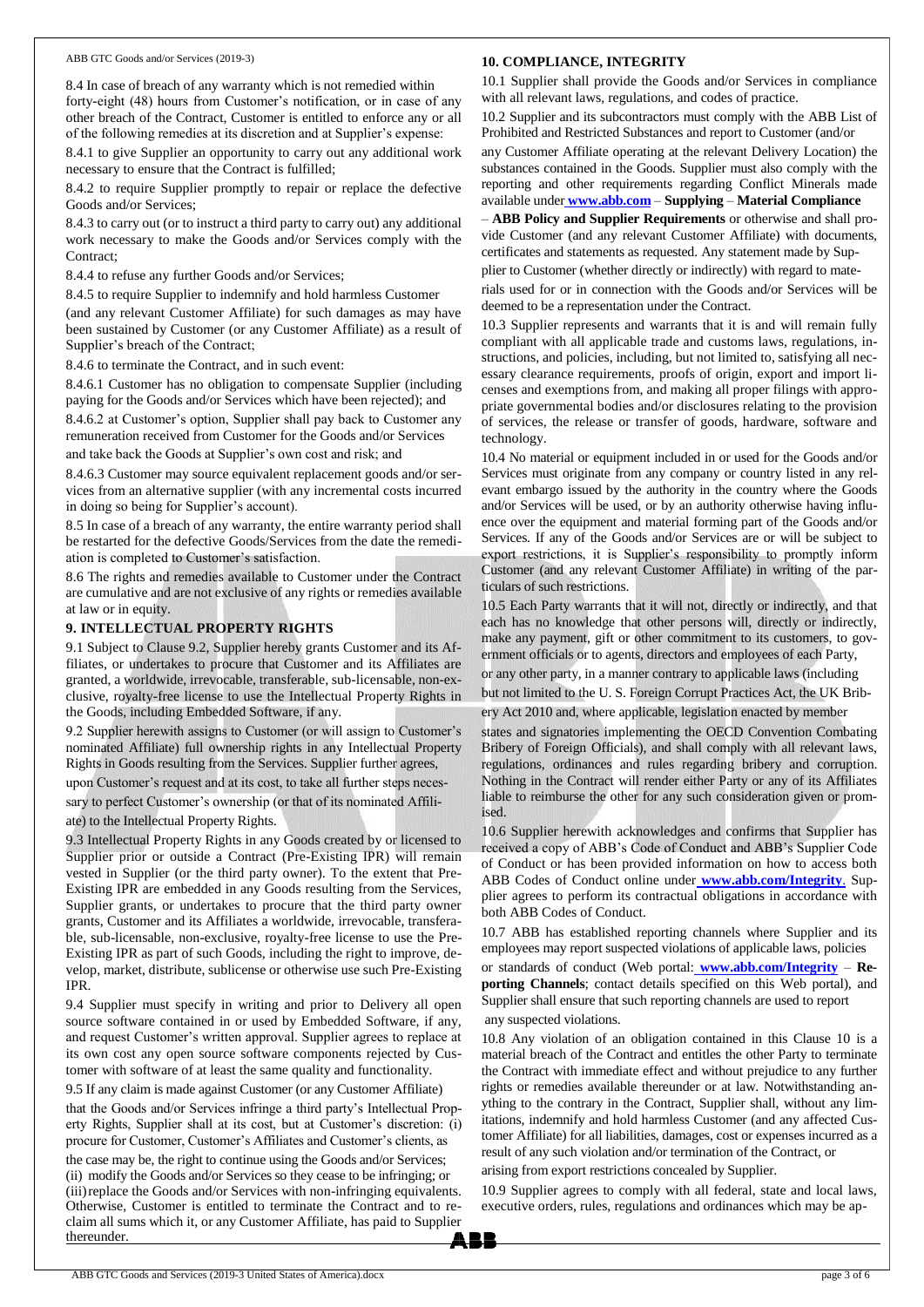8.4 In case of breach of any warranty which is not remedied within forty-eight (48) hours from Customer's notification, or in case of any other breach of the Contract, Customer is entitled to enforce any or all of the following remedies at its discretion and at Supplier's expense:

8.4.1 to give Supplier an opportunity to carry out any additional work necessary to ensure that the Contract is fulfilled;

8.4.2 to require Supplier promptly to repair or replace the defective Goods and/or Services;

8.4.3 to carry out (or to instruct a third party to carry out) any additional work necessary to make the Goods and/or Services comply with the Contract;

8.4.4 to refuse any further Goods and/or Services;

8.4.5 to require Supplier to indemnify and hold harmless Customer (and any relevant Customer Affiliate) for such damages as may have been sustained by Customer (or any Customer Affiliate) as a result of Supplier's breach of the Contract;

8.4.6 to terminate the Contract, and in such event:

8.4.6.1 Customer has no obligation to compensate Supplier (including paying for the Goods and/or Services which have been rejected); and

8.4.6.2 at Customer's option, Supplier shall pay back to Customer any remuneration received from Customer for the Goods and/or Services and take back the Goods at Supplier's own cost and risk; and

8.4.6.3 Customer may source equivalent replacement goods and/or services from an alternative supplier (with any incremental costs incurred in doing so being for Supplier's account).

8.5 In case of a breach of any warranty, the entire warranty period shall be restarted for the defective Goods/Services from the date the remediation is completed to Customer's satisfaction.

8.6 The rights and remedies available to Customer under the Contract are cumulative and are not exclusive of any rights or remedies available at law or in equity.

## 9. INTELLECTUAL PROPERTY RIGHTS

9.1 Subject to Clause 9.2, Supplier hereby grants Customer and its Affiliates, or undertakes to procure that Customer and its Affiliates are granted, a worldwide, irrevocable, transferable, sub-licensable, non-exclusive, royalty-free license to use the Intellectual Property Rights in the Goods, including Embedded Software, if any.

9.2 Supplier herewith assigns to Customer (or will assign to Customer's nominated Affiliate) full ownership rights in any Intellectual Property Rights in Goods resulting from the Services. Supplier further agrees, upon Customer's request and at its cost, to take all further steps necessary to perfect Customer's ownership (or that of its nominated Affiliate) to the Intellectual Property Rights.

9.3 Intellectual Property Rights in any Goods created by or licensed to Supplier prior or outside a Contract (Pre-Existing IPR) will remain vested in Supplier (or the third party owner). To the extent that Pre-Existing IPR are embedded in any Goods resulting from the Services, Supplier grants, or undertakes to procure that the third party owner grants, Customer and its Affiliates a worldwide, irrevocable, transferable, sub-licensable, non-exclusive, royalty-free license to use the Pre-Existing IPR as part of such Goods, including the right to improve, develop, market, distribute, sublicense or otherwise use such Pre-Existing IPR.

9.4 Supplier must specify in writing and prior to Delivery all open source software contained in or used by Embedded Software, if any, and request Customer's written approval. Supplier agrees to replace at its own cost any open source software components rejected by Customer with software of at least the same quality and functionality.

9.5 If any claim is made against Customer (or any Customer Affiliate) that the Goods and/or Services infringe a third party's Intellectual Property Rights, Supplier shall at its cost, but at Customer's discretion: (i) procure for Customer, Customer's Affiliates and Customer's clients, as the case may be, the right to continue using the Goods and/or Services; (ii) modify the Goods and/or Services so they cease to be infringing; or (iii) replace the Goods and/or Services with non-infringing equivalents. Otherwise, Customer is entitled to terminate the Contract and to reclaim all sums which it, or any Customer Affiliate, has paid to Supplier thereunder.

## 10. COMPLIANCE, INTEGRITY

10.1 Supplier shall provide the Goods and/or Services in compliance with all relevant laws, regulations, and codes of practice.

10.2 Supplier and its subcontractors must comply with the ABB List of Prohibited and Restricted Substances and report to Customer (and/or any Customer Affiliate operating at the relevant Delivery Location) the substances contained in the Goods. Supplier must also comply with the reporting and other requirements regarding Conflict Minerals made available under **www.abb.com** – **Supplying** – **Material Compliance** – **ABB Policy and Supplier Requirements** or otherwise and shall provide Customer (and any relevant Customer Affiliate) with documents, certificates and statements as requested. Any statement made by Supplier to Customer (whether directly or indirectly) with regard to materials used for or in connection with the Goods and/or Services will be deemed to be a representation under the Contract.

10.3 Supplier represents and warrants that it is and will remain fully compliant with all applicable trade and customs laws, regulations, instructions, and policies, including, but not limited to, satisfying all necessary clearance requirements, proofs of origin, export and import licenses and exemptions from, and making all proper filings with appropriate governmental bodies and/or disclosures relating to the provision of services, the release or transfer of goods, hardware, software and technology.

10.4 No material or equipment included in or used for the Goods and/or Services must originate from any company or country listed in any relevant embargo issued by the authority in the country where the Goods and/or Services will be used, or by an authority otherwise having influence over the equipment and material forming part of the Goods and/or Services. If any of the Goods and/or Services are or will be subject to export restrictions, it is Supplier's responsibility to promptly inform Customer (and any relevant Customer Affiliate) in writing of the particulars of such restrictions.

10.5 Each Party warrants that it will not, directly or indirectly, and that each has no knowledge that other persons will, directly or indirectly, make any payment, gift or other commitment to its customers, to government officials or to agents, directors and employees of each Party, or any other party, in a manner contrary to applicable laws (including but not limited to the U. S. Foreign Corrupt Practices Act, the UK Bribery Act 2010 and, where applicable, legislation enacted by member states and signatories implementing the OECD Convention Combating Bribery of Foreign Officials), and shall comply with all relevant laws, regulations, ordinances and rules regarding bribery and corruption. Nothing in the Contract will render either Party or any of its Affiliates liable to reimburse the other for any such consideration given or promised.

10.6 Supplier herewith acknowledges and confirms that Supplier has received a copy of ABB's Code of Conduct and ABB's Supplier Code of Conduct or has been provided information on how to access both ABB Codes of Conduct online under **www.abb.com/Integrity**. Supplier agrees to perform its contractual obligations in accordance with both ABB Codes of Conduct.

10.7 ABB has established reporting channels where Supplier and its employees may report suspected violations of applicable laws, policies or standards of conduct (Web portal: **www.abb.com/Integrity** – **Reporting Channels**; contact details specified on this Web portal), and Supplier shall ensure that such reporting channels are used to report any suspected violations.

10.8 Any violation of an obligation contained in this Clause 10 is a material breach of the Contract and entitles the other Party to terminate the Contract with immediate effect and without prejudice to any further rights or remedies available thereunder or at law. Notwithstanding anything to the contrary in the Contract, Supplier shall, without any limitations, indemnify and hold harmless Customer (and any affected Customer Affiliate) for all liabilities, damages, cost or expenses incurred as a result of any such violation and/or termination of the Contract, or arising from export restrictions concealed by Supplier.

10.9 Supplier agrees to comply with all federal, state and local laws, executive orders, rules, regulations and ordinances which may be ap-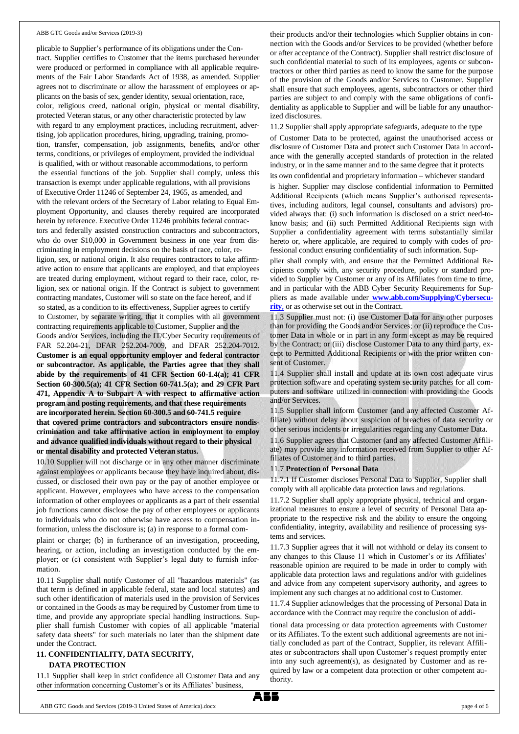plicable to Supplier's performance of its obligations under the Contract. Supplier certifies to Customer that the items purchased hereunder were produced or performed in compliance with all applicable requirements of the Fair Labor Standards Act of 1938, as amended. Supplier agrees not to discriminate or allow the harassment of employees or applicants on the basis of sex, gender identity, sexual orientation, race, color, religious creed, national origin, physical or mental disability, protected Veteran status, or any other characteristic protected by law with regard to any employment practices, including recruitment, advertising, job application procedures, hiring, upgrading, training, promotion, transfer, compensation, job assignments, benefits, and/or other terms, conditions, or privileges of employment, provided the individual is qualified, with or without reasonable accommodations, to perform the essential functions of the job. Supplier shall comply, unless this transaction is exempt under applicable regulations, with all provisions of Executive Order 11246 of September 24, 1965, as amended, and with the relevant orders of the Secretary of Labor relating to Equal Employment Opportunity, and clauses thereby required are incorporated herein by reference. Executive Order 11246 prohibits federal contractors and federally assisted construction contractors and subcontractors, who do over $10,000 in Government business in one year from discriminating in employment decisions on the basis of race, color, religion, sex, or national origin. It also requires contractors to take affirmative action to ensure that applicants are employed, and that employees are treated during employment, without regard to their race, color, religion, sex or national origin. If the Contract is subject to government contracting mandates, Customer will so state on the face hereof, and if so stated, as a condition to its effectiveness, Supplier agrees to certify to Customer, by separate writing, that it complies with all government contracting requirements applicable to Customer, Supplier and the Goods and/or Services, including the IT/Cyber Security requirements of FAR 52.204-21, DFAR 252.204-7009, and DFAR 252.204-7012. **Customer is an equal opportunity employer and federal contractor or subcontractor. As applicable, the Parties agree that they shall abide by the requirements of 41 CFR Section 60-1.4(a); 41 CFR Section 60-300.5(a); 41 CFR Section 60-741.5(a); and 29 CFR Part 471, Appendix A to Subpart A with respect to affirmative action program and posting requirements, and that these requirements are incorporated herein. Section 60-300.5 and 60-741.5 require that covered prime contractors and subcontractors ensure nondiscrimination and take affirmative action in employment to employ and advance qualified individuals without regard to their physical or mental disability and protected Veteran status.**

10.10 Supplier will not discharge or in any other manner discriminate against employees or applicants because they have inquired about, discussed, or disclosed their own pay or the pay of another employee or applicant. However, employees who have access to the compensation information of other employees or applicants as a part of their essential job functions cannot disclose the pay of other employees or applicants to individuals who do not otherwise have access to compensation information, unless the disclosure is; (a) in response to a formal complaint or charge; (b) in furtherance of an investigation, proceeding, hearing, or action, including an investigation conducted by the employer; or (c) consistent with Supplier's legal duty to furnish information.

10.11 Supplier shall notify Customer of all "hazardous materials" (as that term is defined in applicable federal, state and local statutes) and such other identification of materials used in the provision of Services or contained in the Goods as may be required by Customer from time to time, and provide any appropriate special handling instructions. Supplier shall furnish Customer with copies of all applicable "material safety data sheets" for such materials no later than the shipment date under the Contract.

## 11. CONFIDENTIALITY, DATA SECURITY, DATA PROTECTION

11.1 Supplier shall keep in strict confidence all Customer Data and any other information concerning Customer's or its Affiliates' business, their products and/or their technologies which Supplier obtains in connection with the Goods and/or Services to be provided (whether before or after acceptance of the Contract). Supplier shall restrict disclosure of such confidential material to such of its employees, agents or subcontractors or other third parties as need to know the same for the purpose of the provision of the Goods and/or Services to Customer. Supplier shall ensure that such employees, agents, subcontractors or other third parties are subject to and comply with the same obligations of confidentiality as applicable to Supplier and will be liable for any unauthorized disclosures.

11.2 Supplier shall apply appropriate safeguards, adequate to the type of Customer Data to be protected, against the unauthorised access or disclosure of Customer Data and protect such Customer Data in accordance with the generally accepted standards of protection in the related industry, or in the same manner and to the same degree that it protects its own confidential and proprietary information – whichever standard is higher. Supplier may disclose confidential information to Permitted Additional Recipients (which means Supplier's authorised representatives, including auditors, legal counsel, consultants and advisors) provided always that: (i) such information is disclosed on a strict need-to-know basis; and (ii) such Permitted Additional Recipients sign with Supplier a confidentiality agreement with terms substantially similar hereto or, where applicable, are required to comply with codes of professional conduct ensuring confidentiality of such information. Supplier shall comply with, and ensure that the Permitted Additional Recipients comply with, any security procedure, policy or standard provided to Supplier by Customer or any of its Affiliates from time to time, and in particular with the ABB Cyber Security Requirements for Suppliers as made available under **www.abb.com/Supplying/Cybersecurity**, or as otherwise set out in the Contract.

11.3 Supplier must not: (i) use Customer Data for any other purposes than for providing the Goods and/or Services; or (ii) reproduce the Customer Data in whole or in part in any form except as may be required by the Contract; or (iii) disclose Customer Data to any third party, except to Permitted Additional Recipients or with the prior written consent of Customer.

11.4 Supplier shall install and update at its own cost adequate virus protection software and operating system security patches for all computers and software utilized in connection with providing the Goods and/or Services.

11.5 Supplier shall inform Customer (and any affected Customer Affiliate) without delay about suspicion of breaches of data security or other serious incidents or irregularities regarding any Customer Data.

11.6 Supplier agrees that Customer (and any affected Customer Affiliate) may provide any information received from Supplier to other Affiliates of Customer and to third parties.

11.7 **Protection of Personal Data**

11.7.1 If Customer discloses Personal Data to Supplier, Supplier shall comply with all applicable data protection laws and regulations.

11.7.2 Supplier shall apply appropriate physical, technical and organizational measures to ensure a level of security of Personal Data appropriate to the respective risk and the ability to ensure the ongoing confidentiality, integrity, availability and resilience of processing systems and services.

11.7.3 Supplier agrees that it will not withhold or delay its consent to any changes to this Clause 11 which in Customer's or its Affiliates' reasonable opinion are required to be made in order to comply with applicable data protection laws and regulations and/or with guidelines and advice from any competent supervisory authority, and agrees to implement any such changes at no additional cost to Customer.

11.7.4 Supplier acknowledges that the processing of Personal Data in accordance with the Contract may require the conclusion of additional data processing or data protection agreements with Customer or its Affiliates. To the extent such additional agreements are not initially concluded as part of the Contract, Supplier, its relevant Affiliates or subcontractors shall upon Customer's request promptly enter into any such agreement(s), as designated by Customer and as required by law or a competent data protection or other competent authority.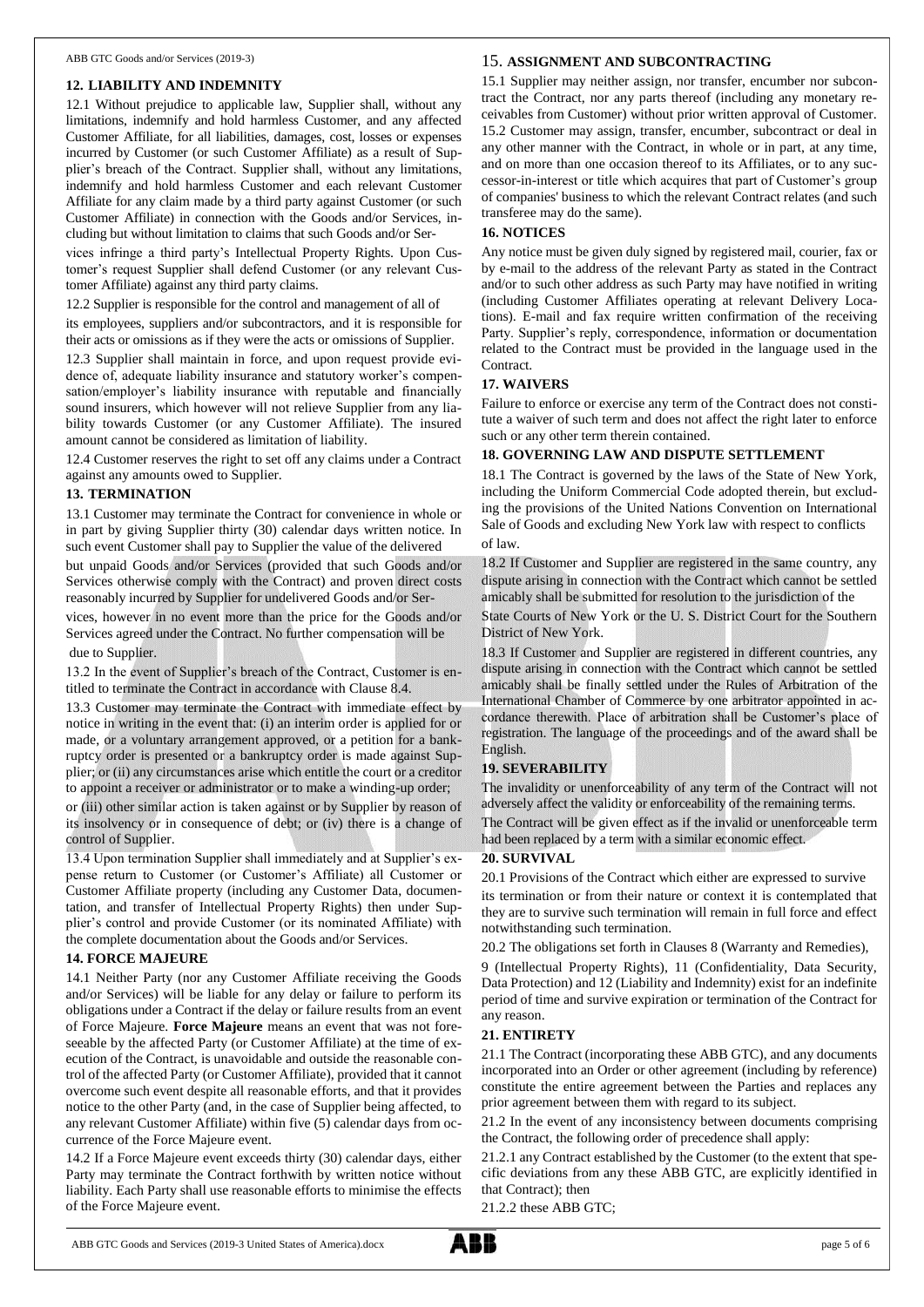## 12. LIABILITY AND INDEMNITY

12.1 Without prejudice to applicable law, Supplier shall, without any limitations, indemnify and hold harmless Customer, and any affected Customer Affiliate, for all liabilities, damages, cost, losses or expenses incurred by Customer (or such Customer Affiliate) as a result of Supplier's breach of the Contract. Supplier shall, without any limitations, indemnify and hold harmless Customer and each relevant Customer Affiliate for any claim made by a third party against Customer (or such Customer Affiliate) in connection with the Goods and/or Services, including but without limitation to claims that such Goods and/or Services infringe a third party's Intellectual Property Rights. Upon Customer's request Supplier shall defend Customer (or any relevant Customer Affiliate) against any third party claims.

12.2 Supplier is responsible for the control and management of all of its employees, suppliers and/or subcontractors, and it is responsible for their acts or omissions as if they were the acts or omissions of Supplier.

12.3 Supplier shall maintain in force, and upon request provide evidence of, adequate liability insurance and statutory worker's compensation/employer's liability insurance with reputable and financially sound insurers, which however will not relieve Supplier from any liability towards Customer (or any Customer Affiliate). The insured amount cannot be considered as limitation of liability.

12.4 Customer reserves the right to set off any claims under a Contract against any amounts owed to Supplier.

## 13. TERMINATION

13.1 Customer may terminate the Contract for convenience in whole or in part by giving Supplier thirty (30) calendar days written notice. In such event Customer shall pay to Supplier the value of the delivered but unpaid Goods and/or Services (provided that such Goods and/or Services otherwise comply with the Contract) and proven direct costs reasonably incurred by Supplier for undelivered Goods and/or Services, however in no event more than the price for the Goods and/or Services agreed under the Contract. No further compensation will be due to Supplier.

13.2 In the event of Supplier's breach of the Contract, Customer is entitled to terminate the Contract in accordance with Clause 8.4.

13.3 Customer may terminate the Contract with immediate effect by notice in writing in the event that: (i) an interim order is applied for or made, or a voluntary arrangement approved, or a petition for a bankruptcy order is presented or a bankruptcy order is made against Supplier; or (ii) any circumstances arise which entitle the court or a creditor to appoint a receiver or administrator or to make a winding-up order; or (iii) other similar action is taken against or by Supplier by reason of its insolvency or in consequence of debt; or (iv) there is a change of control of Supplier.

13.4 Upon termination Supplier shall immediately and at Supplier's expense return to Customer (or Customer's Affiliate) all Customer or Customer Affiliate property (including any Customer Data, documentation, and transfer of Intellectual Property Rights) then under Supplier's control and provide Customer (or its nominated Affiliate) with the complete documentation about the Goods and/or Services.

## 14. FORCE MAJEURE

14.1 Neither Party (nor any Customer Affiliate receiving the Goods and/or Services) will be liable for any delay or failure to perform its obligations under a Contract if the delay or failure results from an event of Force Majeure. **Force Majeure** means an event that was not foreseeable by the affected Party (or Customer Affiliate) at the time of execution of the Contract, is unavoidable and outside the reasonable control of the affected Party (or Customer Affiliate), provided that it cannot overcome such event despite all reasonable efforts, and that it provides notice to the other Party (and, in the case of Supplier being affected, to any relevant Customer Affiliate) within five (5) calendar days from occurrence of the Force Majeure event.

14.2 If a Force Majeure event exceeds thirty (30) calendar days, either Party may terminate the Contract forthwith by written notice without liability. Each Party shall use reasonable efforts to minimise the effects of the Force Majeure event.

## 15. ASSIGNMENT AND SUBCONTRACTING

15.1 Supplier may neither assign, nor transfer, encumber nor subcontract the Contract, nor any parts thereof (including any monetary receivables from Customer) without prior written approval of Customer.

15.2 Customer may assign, transfer, encumber, subcontract or deal in any other manner with the Contract, in whole or in part, at any time, and on more than one occasion thereof to its Affiliates, or to any successor-in-interest or title which acquires that part of Customer's group of companies' business to which the relevant Contract relates (and such transferee may do the same).

## 16. NOTICES

Any notice must be given duly signed by registered mail, courier, fax or by e-mail to the address of the relevant Party as stated in the Contract and/or to such other address as such Party may have notified in writing (including Customer Affiliates operating at relevant Delivery Locations). E-mail and fax require written confirmation of the receiving Party. Supplier's reply, correspondence, information or documentation related to the Contract must be provided in the language used in the Contract.

## 17. WAIVERS

Failure to enforce or exercise any term of the Contract does not constitute a waiver of such term and does not affect the right later to enforce such or any other term therein contained.

## 18. GOVERNING LAW AND DISPUTE SETTLEMENT

18.1 The Contract is governed by the laws of the State of New York, including the Uniform Commercial Code adopted therein, but excluding the provisions of the United Nations Convention on International Sale of Goods and excluding New York law with respect to conflicts of law.

18.2 If Customer and Supplier are registered in the same country, any dispute arising in connection with the Contract which cannot be settled amicably shall be submitted for resolution to the jurisdiction of the State Courts of New York or the U. S. District Court for the Southern District of New York.

18.3 If Customer and Supplier are registered in different countries, any dispute arising in connection with the Contract which cannot be settled amicably shall be finally settled under the Rules of Arbitration of the International Chamber of Commerce by one arbitrator appointed in accordance therewith. Place of arbitration shall be Customer's place of registration. The language of the proceedings and of the award shall be English.

## 19. SEVERABILITY

The invalidity or unenforceability of any term of the Contract will not adversely affect the validity or enforceability of the remaining terms. The Contract will be given effect as if the invalid or unenforceable term had been replaced by a term with a similar economic effect.

## 20. SURVIVAL

20.1 Provisions of the Contract which either are expressed to survive its termination or from their nature or context it is contemplated that they are to survive such termination will remain in full force and effect notwithstanding such termination.

20.2 The obligations set forth in Clauses 8 (Warranty and Remedies), 9 (Intellectual Property Rights), 11 (Confidentiality, Data Security, Data Protection) and 12 (Liability and Indemnity) exist for an indefinite period of time and survive expiration or termination of the Contract for any reason.

## 21. ENTIRETY

21.1 The Contract (incorporating these ABB GTC), and any documents incorporated into an Order or other agreement (including by reference) constitute the entire agreement between the Parties and replaces any prior agreement between them with regard to its subject.

21.2 In the event of any inconsistency between documents comprising the Contract, the following order of precedence shall apply:

21.2.1 any Contract established by the Customer (to the extent that specific deviations from any these ABB GTC, are explicitly identified in that Contract); then

21.2.2 these ABB GTC;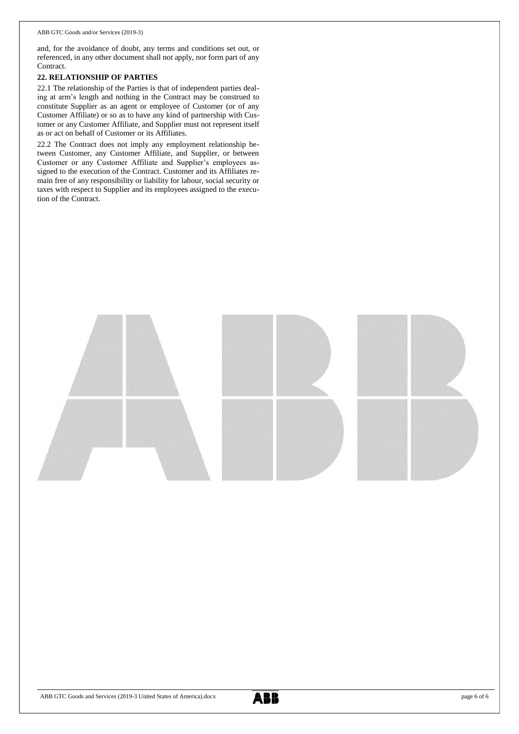and, for the avoidance of doubt, any terms and conditions set out, or referenced, in any other document shall not apply, nor form part of any Contract.

**22. RELATIONSHIP OF PARTIES**

22.1 The relationship of the Parties is that of independent parties dealing at arm's length and nothing in the Contract may be construed to constitute Supplier as an agent or employee of Customer (or of any Customer Affiliate) or so as to have any kind of partnership with Customer or any Customer Affiliate, and Supplier must not represent itself as or act on behalf of Customer or its Affiliates.

22.2 The Contract does not imply any employment relationship between Customer, any Customer Affiliate, and Supplier, or between Customer or any Customer Affiliate and Supplier's employees assigned to the execution of the Contract. Customer and its Affiliates remain free of any responsibility or liability for labour, social security or taxes with respect to Supplier and its employees assigned to the execution of the Contract.